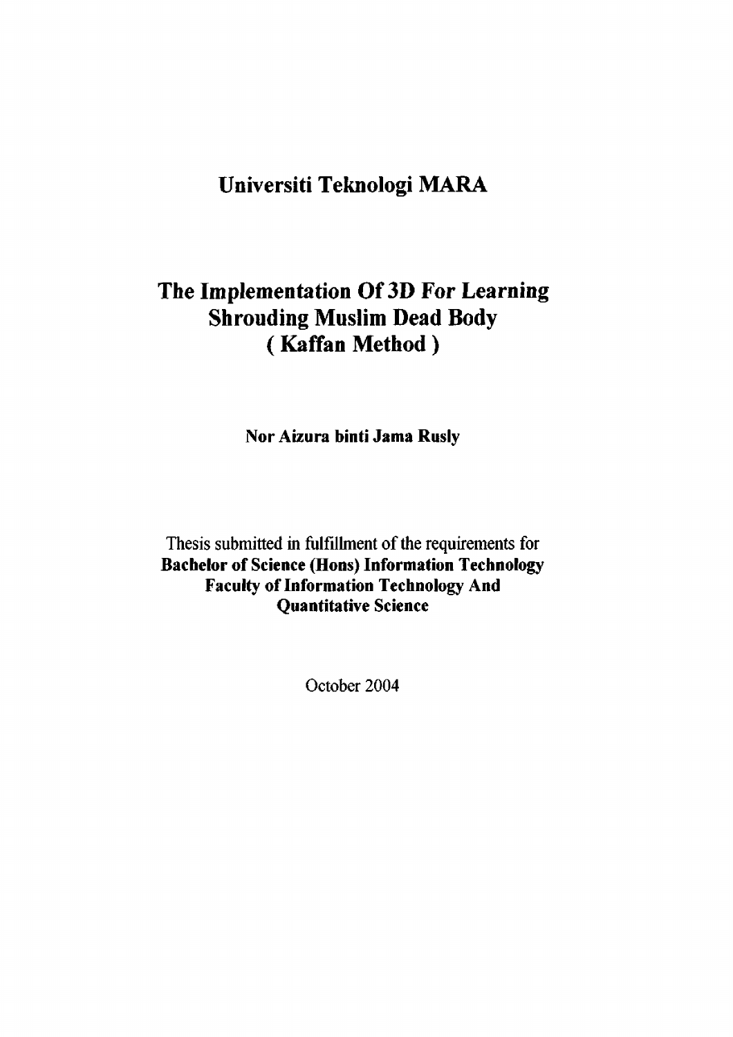# Universiti Teknologi MARA

# The Implementation Of 3D For Learning Shrouding Muslim Dead Body ( Kaffan Method )

**Nor Aizura binti Jama Rusly**

Thesis submitted in fulfillment of the requirements for
**Bachelor of Science (Hons) Information Technology**
**Faculty of Information Technology And Quantitative Science**

October 2004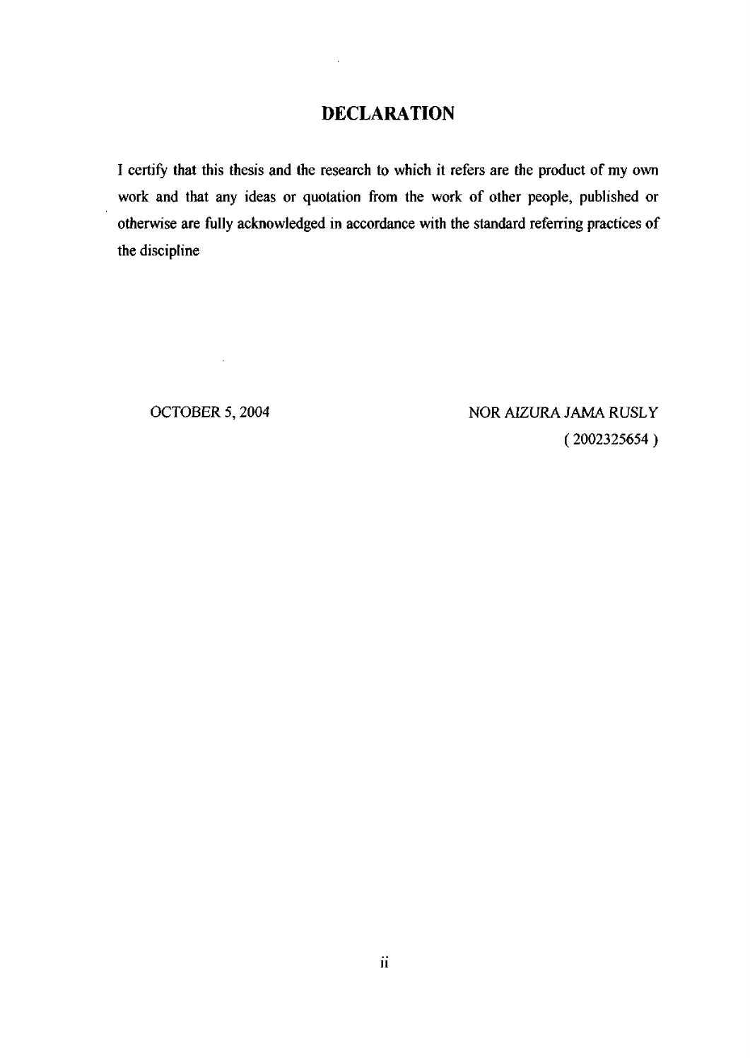# DECLARATION

I certify that this thesis and the research to which it refers are the product of my own work and that any ideas or quotation from the work of other people, published or otherwise are fully acknowledged in accordance with the standard referring practices of the discipline

OCTOBER 5, 2004

NOR AIZURA JAMA RUSLY
( 2002325654 )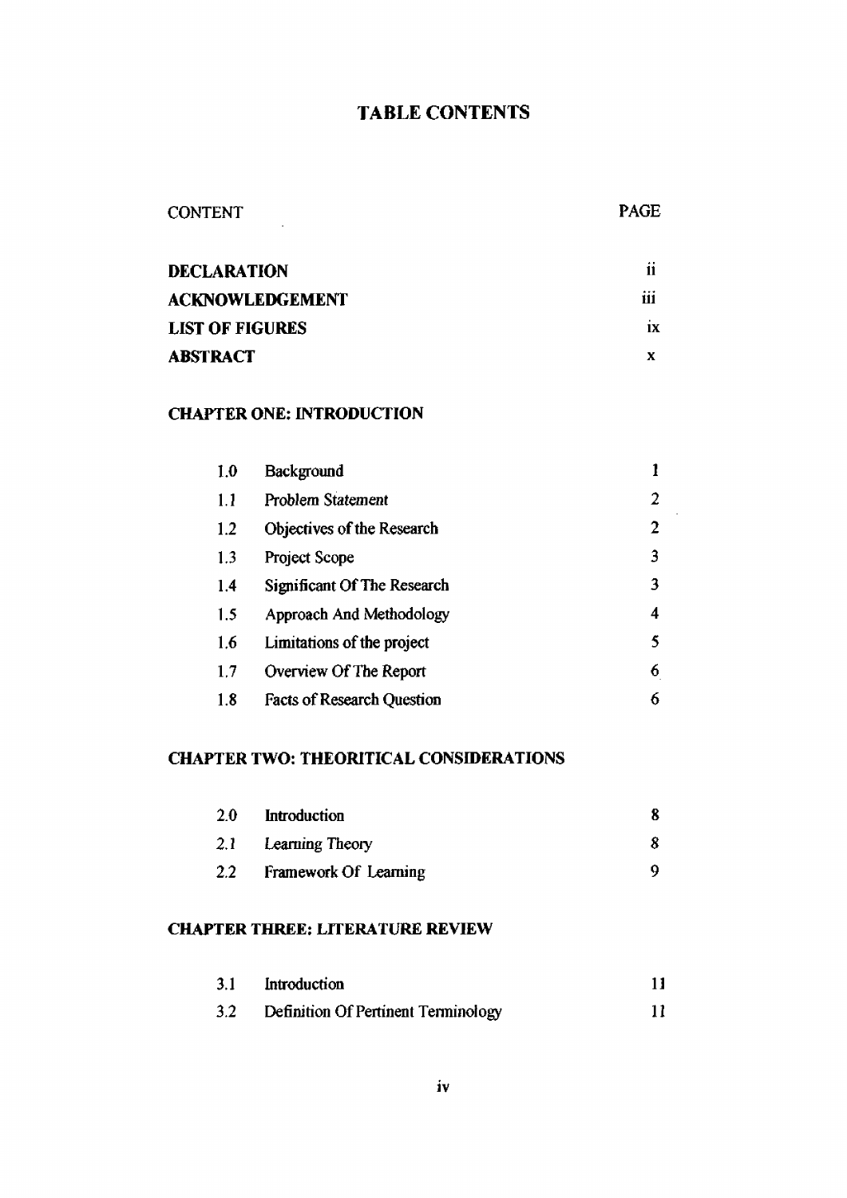# TABLE CONTENTS

| CONTENT | | PAGE |
|---|---|---|
| **DECLARATION** | | ii |
| **ACKNOWLEDGEMENT** | | iii |
| **LIST OF FIGURES** | | ix |
| **ABSTRACT** | | x |
| **CHAPTER ONE: INTRODUCTION** | | |
| 1.0 | Background | 1 |
| 1.1 | Problem Statement | 2 |
| 1.2 | Objectives of the Research | 2 |
| 1.3 | Project Scope | 3 |
| 1.4 | Significant Of The Research | 3 |
| 1.5 | Approach And Methodology | 4 |
| 1.6 | Limitations of the project | 5 |
| 1.7 | Overview Of The Report | 6 |
| 1.8 | Facts of Research Question | 6 |
| **CHAPTER TWO: THEORITICAL CONSIDERATIONS** | | |
| 2.0 | Introduction | 8 |
| 2.1 | Learning Theory | 8 |
| 2.2 | Framework Of Learning | 9 |
| **CHAPTER THREE: LITERATURE REVIEW** | | |
| 3.1 | Introduction | 11 |
| 3.2 | Definition Of Pertinent Terminology | 11 |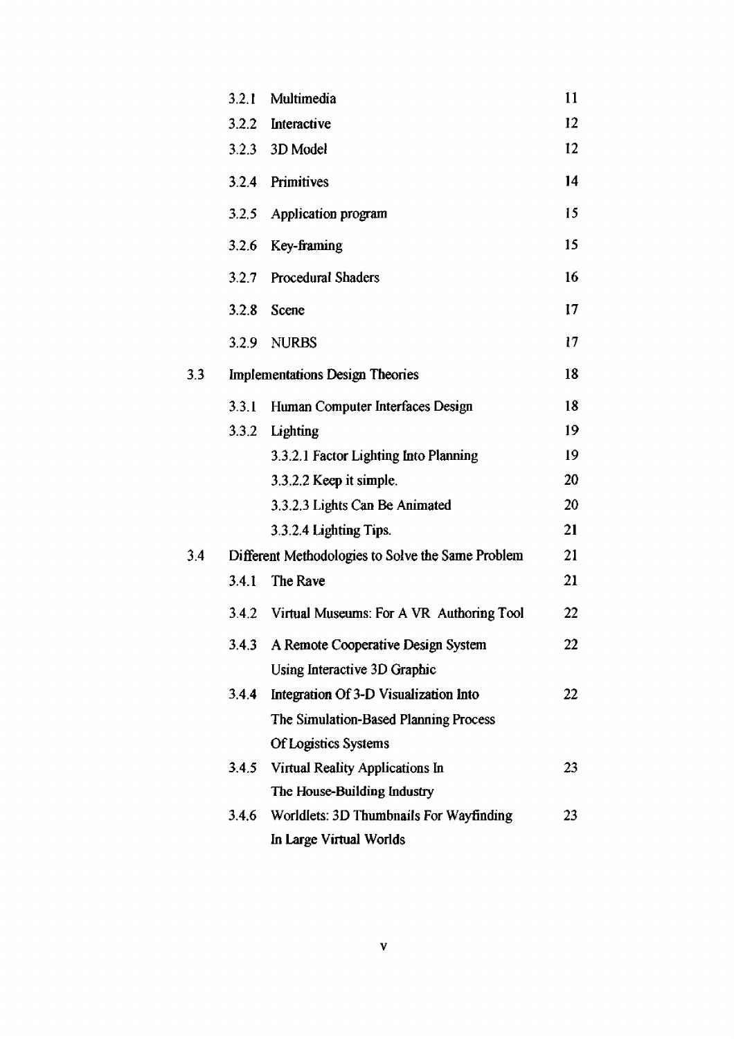| | | | |
|---|---|---|---|
| | 3.2.1 | Multimedia | 11 |
| | 3.2.2 | Interactive | 12 |
| | 3.2.3 | 3D Model | 12 |
| | 3.2.4 | Primitives | 14 |
| | 3.2.5 | Application program | 15 |
| | 3.2.6 | Key-framing | 15 |
| | 3.2.7 | Procedural Shaders | 16 |
| | 3.2.8 | Scene | 17 |
| | 3.2.9 | NURBS | 17 |
| 3.3 | Implementations Design Theories | | 18 |
| | 3.3.1 | Human Computer Interfaces Design | 18 |
| | 3.3.2 | Lighting | 19 |
| | | 3.3.2.1 Factor Lighting Into Planning | 19 |
| | | 3.3.2.2 Keep it simple. | 20 |
| | | 3.3.2.3 Lights Can Be Animated | 20 |
| | | 3.3.2.4 Lighting Tips. | 21 |
| 3.4 | Different Methodologies to Solve the Same Problem | | 21 |
| | 3.4.1 | The Rave | 21 |
| | 3.4.2 | Virtual Museums: For A VR Authoring Tool | 22 |
| | 3.4.3 | A Remote Cooperative Design System Using Interactive 3D Graphic | 22 |
| | 3.4.4 | Integration Of 3-D Visualization Into The Simulation-Based Planning Process Of Logistics Systems | 22 |
| | 3.4.5 | Virtual Reality Applications In The House-Building Industry | 23 |
| | 3.4.6 | Worldlets: 3D Thumbnails For Wayfinding In Large Virtual Worlds | 23 |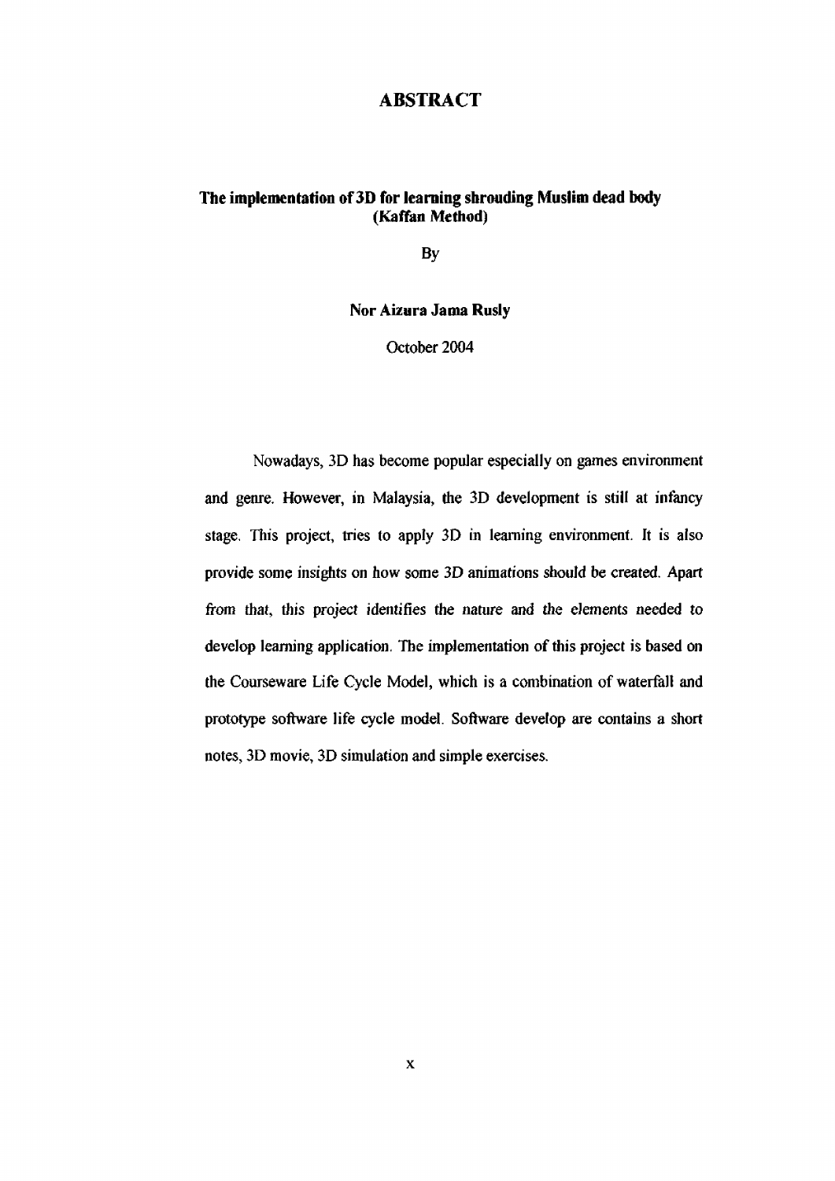# ABSTRACT

**The implementation of 3D for learning shrouding Muslim dead body (Kaffan Method)**

By

**Nor Aizura Jama Rusly**

October 2004

Nowadays, 3D has become popular especially on games environment and genre. However, in Malaysia, the 3D development is still at infancy stage. This project, tries to apply 3D in learning environment. It is also provide some insights on how some 3D animations should be created. Apart from that, this project identifies the nature and the elements needed to develop learning application. The implementation of this project is based on the Courseware Life Cycle Model, which is a combination of waterfall and prototype software life cycle model. Software develop are contains a short notes, 3D movie, 3D simulation and simple exercises.